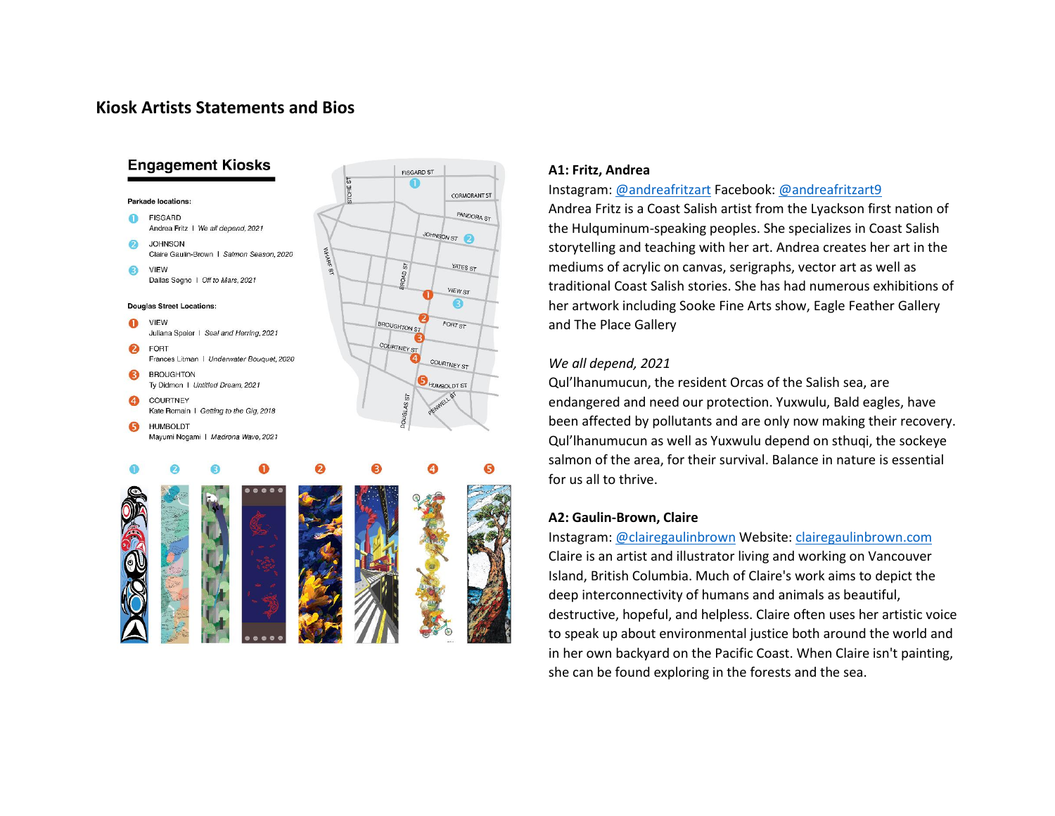# Kiosk Artists Statements and Bios

## Engagement Kiosks

**Parkade locations:**

1. FISGARD
   Andrea Fritz | *We all depend, 2021*
2. JOHNSON
   Claire Gaulin-Brown | *Salmon Season, 2020*
3. VIEW
   Dallas Segno | *Off to Mars, 2021*

**Douglas Street Locations:**

1. VIEW
   Juliana Speier | *Seal and Herring, 2021*
2. FORT
   Frances Litman | *Underwater Bouquet, 2020*
3. BROUGHTON
   Ty Didmon | *Untitled Dream, 2021*
4. COURTNEY
   Kate Romain | *Getting to the Gig, 2018*
5. HUMBOLDT
   Mayumi Nogami | *Madrona Wave, 2021*

### A1: Fritz, Andrea

Instagram: @andreafritzart Facebook: @andreafritzart9

Andrea Fritz is a Coast Salish artist from the Lyackson first nation of the Hulquminum-speaking peoples. She specializes in Coast Salish storytelling and teaching with her art. Andrea creates her art in the mediums of acrylic on canvas, serigraphs, vector art as well as traditional Coast Salish stories. She has had numerous exhibitions of her artwork including Sooke Fine Arts show, Eagle Feather Gallery and The Place Gallery

*We all depend, 2021*

Qul'lhanumucun, the resident Orcas of the Salish sea, are endangered and need our protection. Yuxwulu, Bald eagles, have been affected by pollutants and are only now making their recovery. Qul'lhanumucun as well as Yuxwulu depend on sthuqi, the sockeye salmon of the area, for their survival. Balance in nature is essential for us all to thrive.

### A2: Gaulin-Brown, Claire

Instagram: @clairegaulinbrown Website: clairegaulinbrown.com

Claire is an artist and illustrator living and working on Vancouver Island, British Columbia. Much of Claire's work aims to depict the deep interconnectivity of humans and animals as beautiful, destructive, hopeful, and helpless. Claire often uses her artistic voice to speak up about environmental justice both around the world and in her own backyard on the Pacific Coast. When Claire isn't painting, she can be found exploring in the forests and the sea.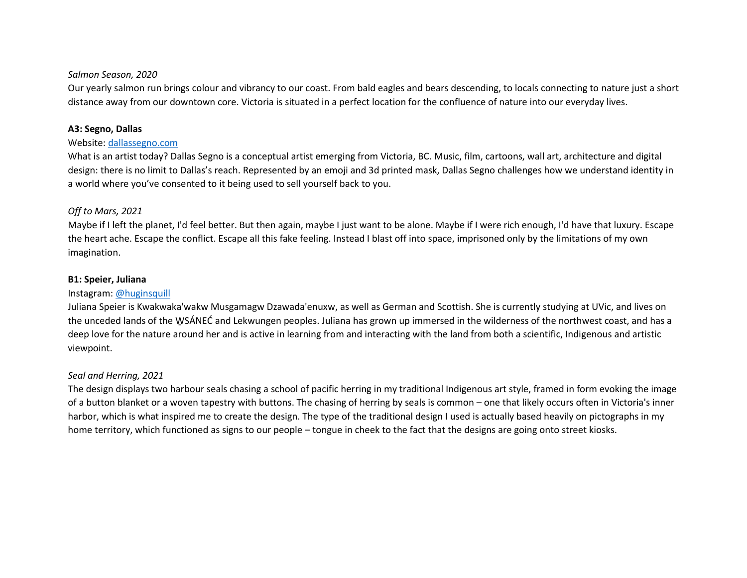*Salmon Season, 2020*

Our yearly salmon run brings colour and vibrancy to our coast. From bald eagles and bears descending, to locals connecting to nature just a short distance away from our downtown core. Victoria is situated in a perfect location for the confluence of nature into our everyday lives.

**A3: Segno, Dallas**

Website: dallassegno.com

What is an artist today? Dallas Segno is a conceptual artist emerging from Victoria, BC. Music, film, cartoons, wall art, architecture and digital design: there is no limit to Dallas's reach. Represented by an emoji and 3d printed mask, Dallas Segno challenges how we understand identity in a world where you've consented to it being used to sell yourself back to you.

*Off to Mars, 2021*

Maybe if I left the planet, I'd feel better. But then again, maybe I just want to be alone. Maybe if I were rich enough, I'd have that luxury. Escape the heart ache. Escape the conflict. Escape all this fake feeling. Instead I blast off into space, imprisoned only by the limitations of my own imagination.

**B1: Speier, Juliana**

Instagram: @huginsquill

Juliana Speier is Kwakwaka'wakw Musgamagw Dzawada'enuxw, as well as German and Scottish. She is currently studying at UVic, and lives on the unceded lands of the W̱SÁNEĆ and Lekwungen peoples. Juliana has grown up immersed in the wilderness of the northwest coast, and has a deep love for the nature around her and is active in learning from and interacting with the land from both a scientific, Indigenous and artistic viewpoint.

*Seal and Herring, 2021*

The design displays two harbour seals chasing a school of pacific herring in my traditional Indigenous art style, framed in form evoking the image of a button blanket or a woven tapestry with buttons. The chasing of herring by seals is common – one that likely occurs often in Victoria's inner harbor, which is what inspired me to create the design. The type of the traditional design I used is actually based heavily on pictographs in my home territory, which functioned as signs to our people – tongue in cheek to the fact that the designs are going onto street kiosks.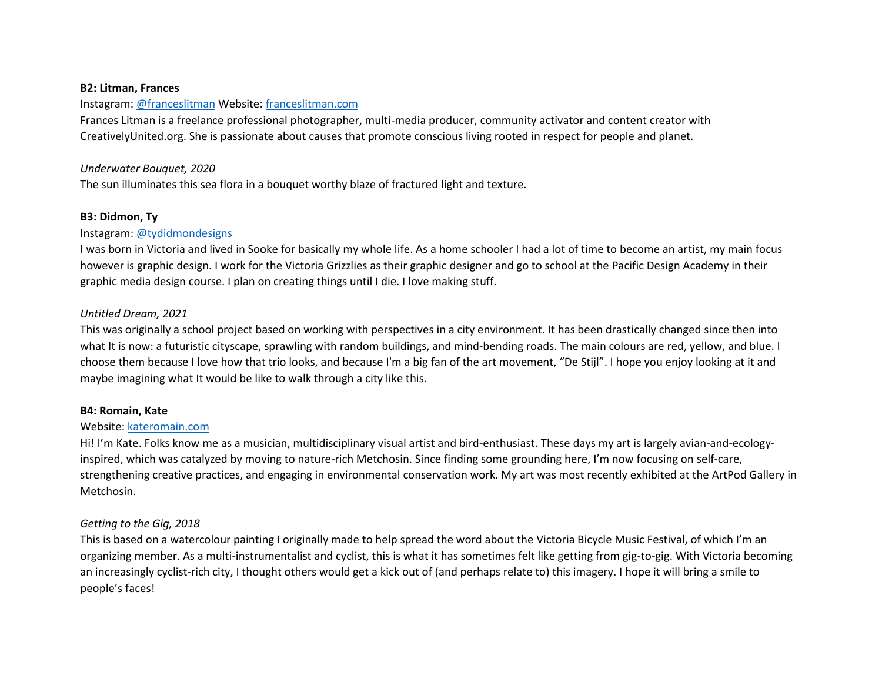**B2: Litman, Frances**

Instagram: @franceslitman Website: franceslitman.com

Frances Litman is a freelance professional photographer, multi-media producer, community activator and content creator with CreativelyUnited.org. She is passionate about causes that promote conscious living rooted in respect for people and planet.

*Underwater Bouquet, 2020*

The sun illuminates this sea flora in a bouquet worthy blaze of fractured light and texture.

**B3: Didmon, Ty**

Instagram: @tydidmondesigns

I was born in Victoria and lived in Sooke for basically my whole life. As a home schooler I had a lot of time to become an artist, my main focus however is graphic design. I work for the Victoria Grizzlies as their graphic designer and go to school at the Pacific Design Academy in their graphic media design course. I plan on creating things until I die. I love making stuff.

*Untitled Dream, 2021*

This was originally a school project based on working with perspectives in a city environment. It has been drastically changed since then into what It is now: a futuristic cityscape, sprawling with random buildings, and mind-bending roads. The main colours are red, yellow, and blue. I choose them because I love how that trio looks, and because I'm a big fan of the art movement, "De Stijl". I hope you enjoy looking at it and maybe imagining what It would be like to walk through a city like this.

**B4: Romain, Kate**

Website: kateromain.com

Hi! I'm Kate. Folks know me as a musician, multidisciplinary visual artist and bird-enthusiast. These days my art is largely avian-and-ecology-inspired, which was catalyzed by moving to nature-rich Metchosin. Since finding some grounding here, I'm now focusing on self-care, strengthening creative practices, and engaging in environmental conservation work. My art was most recently exhibited at the ArtPod Gallery in Metchosin.

*Getting to the Gig, 2018*

This is based on a watercolour painting I originally made to help spread the word about the Victoria Bicycle Music Festival, of which I'm an organizing member. As a multi-instrumentalist and cyclist, this is what it has sometimes felt like getting from gig-to-gig. With Victoria becoming an increasingly cyclist-rich city, I thought others would get a kick out of (and perhaps relate to) this imagery. I hope it will bring a smile to people's faces!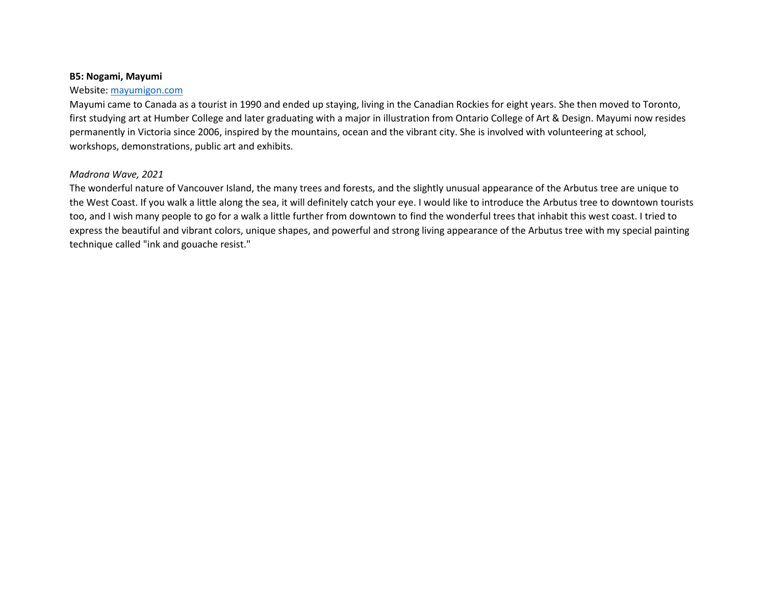**B5: Nogami, Mayumi**

Website: [mayumigon.com](mayumigon.com)

Mayumi came to Canada as a tourist in 1990 and ended up staying, living in the Canadian Rockies for eight years. She then moved to Toronto, first studying art at Humber College and later graduating with a major in illustration from Ontario College of Art & Design. Mayumi now resides permanently in Victoria since 2006, inspired by the mountains, ocean and the vibrant city. She is involved with volunteering at school, workshops, demonstrations, public art and exhibits.

*Madrona Wave, 2021*

The wonderful nature of Vancouver Island, the many trees and forests, and the slightly unusual appearance of the Arbutus tree are unique to the West Coast. If you walk a little along the sea, it will definitely catch your eye. I would like to introduce the Arbutus tree to downtown tourists too, and I wish many people to go for a walk a little further from downtown to find the wonderful trees that inhabit this west coast. I tried to express the beautiful and vibrant colors, unique shapes, and powerful and strong living appearance of the Arbutus tree with my special painting technique called "ink and gouache resist."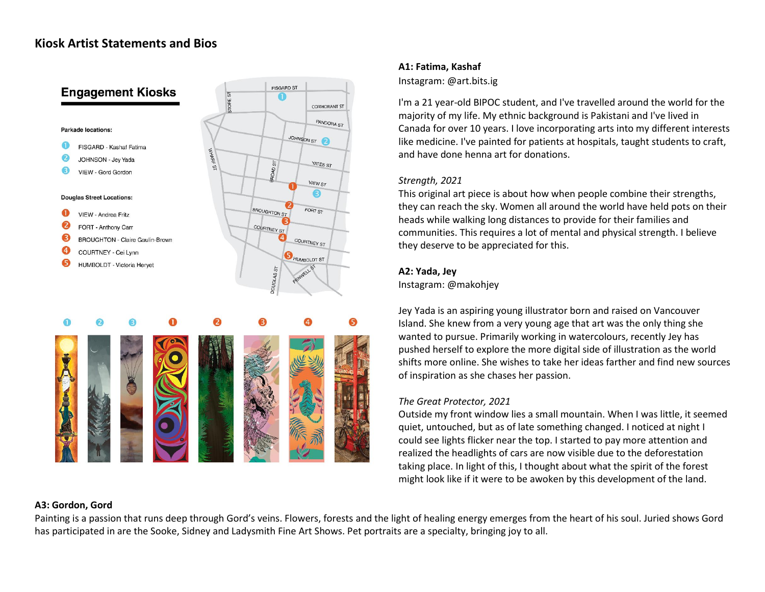## Kiosk Artist Statements and Bios

### Engagement Kiosks

**Parkade locations:**

1. FISGARD - Kashaf Fatima
2. JOHNSON - Jey Yada
3. VIEW - Gord Gordon

**Douglas Street Locations:**

1. VIEW - Andrea Fritz
2. FORT - Anthony Carr
3. BROUGHTON - Claire Gaulin-Brown
4. COURTNEY - Cei Lynn
5. HUMBOLDT - Victoria Heryet

**A1: Fatima, Kashaf**
Instagram: @art.bits.ig

I'm a 21 year-old BIPOC student, and I've travelled around the world for the majority of my life. My ethnic background is Pakistani and I've lived in Canada for over 10 years. I love incorporating arts into my different interests like medicine. I've painted for patients at hospitals, taught students to craft, and have done henna art for donations.

*Strength, 2021*
This original art piece is about how when people combine their strengths, they can reach the sky. Women all around the world have held pots on their heads while walking long distances to provide for their families and communities. This requires a lot of mental and physical strength. I believe they deserve to be appreciated for this.

**A2: Yada, Jey**
Instagram: @makohjey

Jey Yada is an aspiring young illustrator born and raised on Vancouver Island. She knew from a very young age that art was the only thing she wanted to pursue. Primarily working in watercolours, recently Jey has pushed herself to explore the more digital side of illustration as the world shifts more online. She wishes to take her ideas farther and find new sources of inspiration as she chases her passion.

*The Great Protector, 2021*
Outside my front window lies a small mountain. When I was little, it seemed quiet, untouched, but as of late something changed. I noticed at night I could see lights flicker near the top. I started to pay more attention and realized the headlights of cars are now visible due to the deforestation taking place. In light of this, I thought about what the spirit of the forest might look like if it were to be awoken by this development of the land.

**A3: Gordon, Gord**
Painting is a passion that runs deep through Gord's veins. Flowers, forests and the light of healing energy emerges from the heart of his soul. Juried shows Gord has participated in are the Sooke, Sidney and Ladysmith Fine Art Shows. Pet portraits are a specialty, bringing joy to all.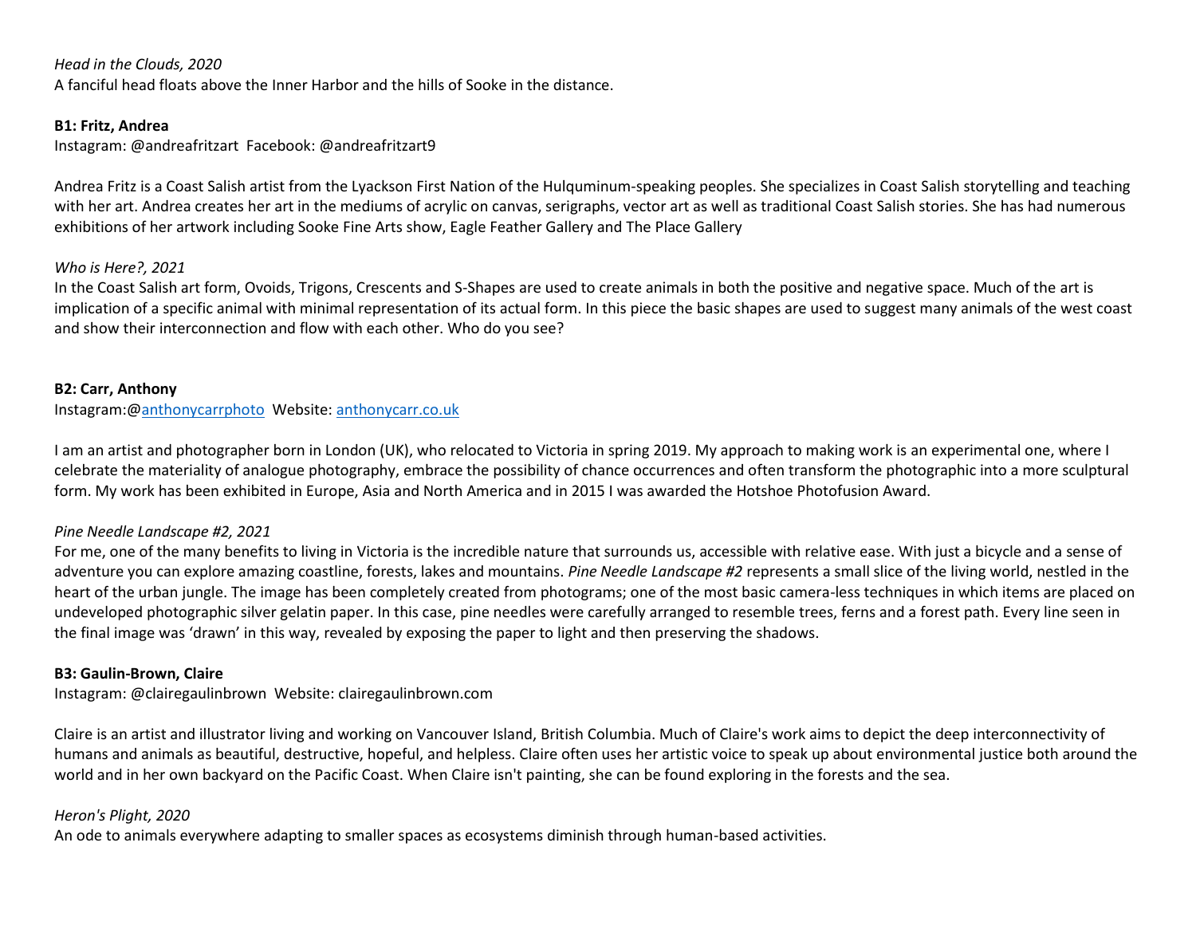*Head in the Clouds, 2020*
A fanciful head floats above the Inner Harbor and the hills of Sooke in the distance.

**B1: Fritz, Andrea**
Instagram: @andreafritzart  Facebook: @andreafritzart9

Andrea Fritz is a Coast Salish artist from the Lyackson First Nation of the Hulquminum-speaking peoples. She specializes in Coast Salish storytelling and teaching with her art. Andrea creates her art in the mediums of acrylic on canvas, serigraphs, vector art as well as traditional Coast Salish stories. She has had numerous exhibitions of her artwork including Sooke Fine Arts show, Eagle Feather Gallery and The Place Gallery

*Who is Here?, 2021*
In the Coast Salish art form, Ovoids, Trigons, Crescents and S-Shapes are used to create animals in both the positive and negative space. Much of the art is implication of a specific animal with minimal representation of its actual form. In this piece the basic shapes are used to suggest many animals of the west coast and show their interconnection and flow with each other. Who do you see?

**B2: Carr, Anthony**
Instagram:@anthonycarrphoto  Website: anthonycarr.co.uk

I am an artist and photographer born in London (UK), who relocated to Victoria in spring 2019. My approach to making work is an experimental one, where I celebrate the materiality of analogue photography, embrace the possibility of chance occurrences and often transform the photographic into a more sculptural form. My work has been exhibited in Europe, Asia and North America and in 2015 I was awarded the Hotshoe Photofusion Award.

*Pine Needle Landscape #2, 2021*
For me, one of the many benefits to living in Victoria is the incredible nature that surrounds us, accessible with relative ease. With just a bicycle and a sense of adventure you can explore amazing coastline, forests, lakes and mountains. *Pine Needle Landscape #2* represents a small slice of the living world, nestled in the heart of the urban jungle. The image has been completely created from photograms; one of the most basic camera-less techniques in which items are placed on undeveloped photographic silver gelatin paper. In this case, pine needles were carefully arranged to resemble trees, ferns and a forest path. Every line seen in the final image was 'drawn' in this way, revealed by exposing the paper to light and then preserving the shadows.

**B3: Gaulin-Brown, Claire**
Instagram: @clairegaulinbrown  Website: clairegaulinbrown.com

Claire is an artist and illustrator living and working on Vancouver Island, British Columbia. Much of Claire's work aims to depict the deep interconnectivity of humans and animals as beautiful, destructive, hopeful, and helpless. Claire often uses her artistic voice to speak up about environmental justice both around the world and in her own backyard on the Pacific Coast. When Claire isn't painting, she can be found exploring in the forests and the sea.

*Heron's Plight, 2020*
An ode to animals everywhere adapting to smaller spaces as ecosystems diminish through human-based activities.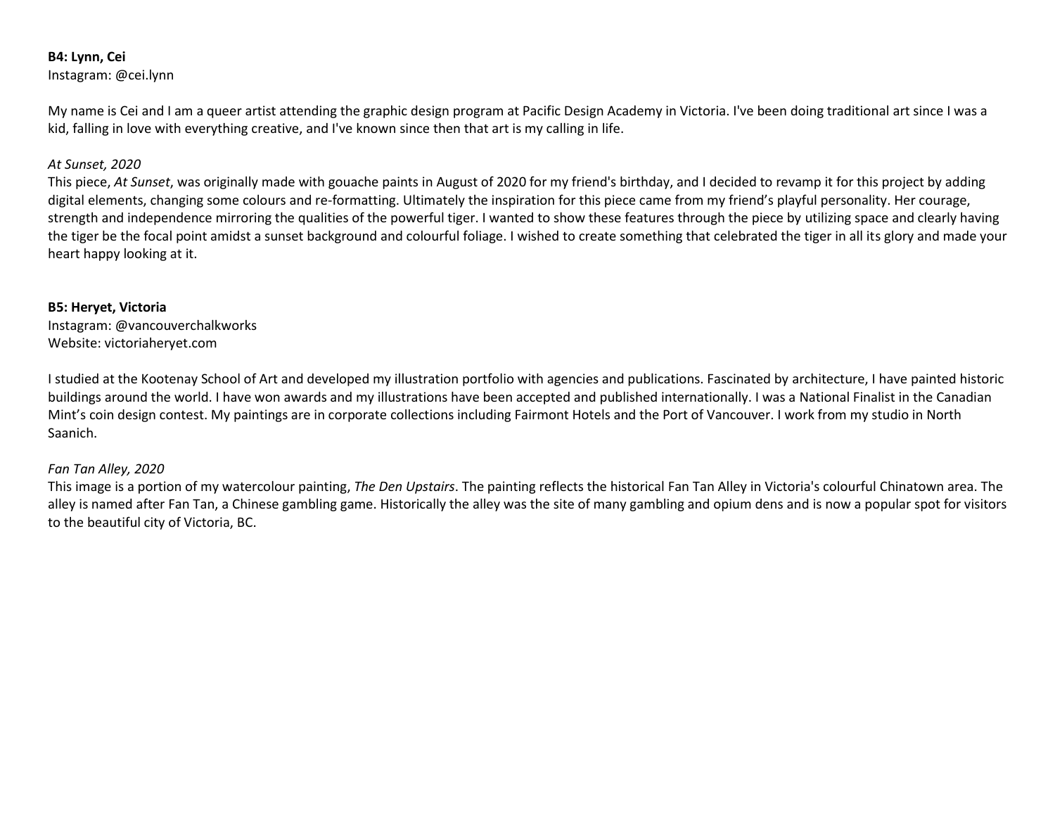**B4: Lynn, Cei**
Instagram: @cei.lynn

My name is Cei and I am a queer artist attending the graphic design program at Pacific Design Academy in Victoria. I've been doing traditional art since I was a kid, falling in love with everything creative, and I've known since then that art is my calling in life.

*At Sunset, 2020*
This piece, *At Sunset*, was originally made with gouache paints in August of 2020 for my friend's birthday, and I decided to revamp it for this project by adding digital elements, changing some colours and re-formatting. Ultimately the inspiration for this piece came from my friend's playful personality. Her courage, strength and independence mirroring the qualities of the powerful tiger. I wanted to show these features through the piece by utilizing space and clearly having the tiger be the focal point amidst a sunset background and colourful foliage. I wished to create something that celebrated the tiger in all its glory and made your heart happy looking at it.

**B5: Heryet, Victoria**
Instagram: @vancouverchalkworks
Website: victoriaheryet.com

I studied at the Kootenay School of Art and developed my illustration portfolio with agencies and publications. Fascinated by architecture, I have painted historic buildings around the world. I have won awards and my illustrations have been accepted and published internationally. I was a National Finalist in the Canadian Mint's coin design contest. My paintings are in corporate collections including Fairmont Hotels and the Port of Vancouver. I work from my studio in North Saanich.

*Fan Tan Alley, 2020*
This image is a portion of my watercolour painting, *The Den Upstairs*. The painting reflects the historical Fan Tan Alley in Victoria's colourful Chinatown area. The alley is named after Fan Tan, a Chinese gambling game. Historically the alley was the site of many gambling and opium dens and is now a popular spot for visitors to the beautiful city of Victoria, BC.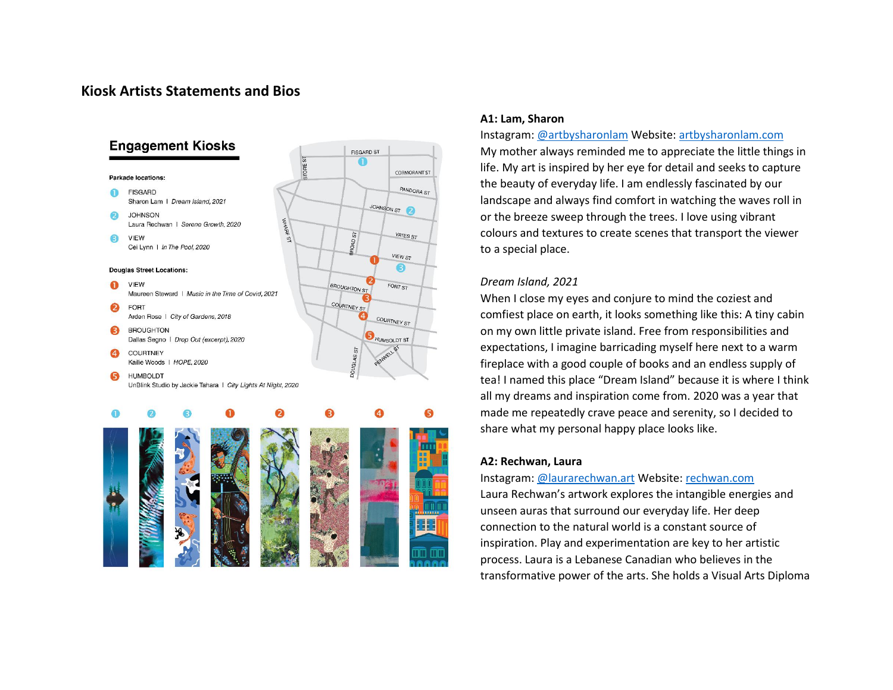## Kiosk Artists Statements and Bios

**Engagement Kiosks**

**Parkade locations:**

1. FISGARD
   Sharon Lam | *Dream Island, 2021*
2. JOHNSON
   Laura Rechwan | *Serene Growth, 2020*
3. VIEW
   Cel Lynn | *In The Pool, 2020*

**Douglas Street Locations:**

1. VIEW
   Maureen Steward | *Music in the Time of Covid, 2021*
2. FORT
   Arden Rose | *City of Gardens, 2018*
3. BROUGHTON
   Dallas Segno | *Drop Out (excerpt), 2020*
4. COURTNEY
   Kailie Woods | *HOPE, 2020*
5. HUMBOLDT
   UnBlink Studio by Jackie Tahara | *City Lights At Night, 2020*

FISGARD ST, CORMORANT ST, PANDORA ST, JOHNSON ST, YATES ST, VIEW ST, FORT ST, BROUGHTON ST, COURTNEY ST, HUMBOLDT ST, PENWELL ST, DOUGLAS ST, BROAD ST, WHARF ST, STORE ST

**A1: Lam, Sharon**

Instagram: [@artbysharonlam](#) Website: [artbysharonlam.com](#)

My mother always reminded me to appreciate the little things in life. My art is inspired by her eye for detail and seeks to capture the beauty of everyday life. I am endlessly fascinated by our landscape and always find comfort in watching the waves roll in or the breeze sweep through the trees. I love using vibrant colours and textures to create scenes that transport the viewer to a special place.

*Dream Island, 2021*

When I close my eyes and conjure to mind the coziest and comfiest place on earth, it looks something like this: A tiny cabin on my own little private island. Free from responsibilities and expectations, I imagine barricading myself here next to a warm fireplace with a good couple of books and an endless supply of tea! I named this place "Dream Island" because it is where I think all my dreams and inspiration come from. 2020 was a year that made me repeatedly crave peace and serenity, so I decided to share what my personal happy place looks like.

**A2: Rechwan, Laura**

Instagram: [@laurarechwan.art](#) Website: [rechwan.com](#)

Laura Rechwan's artwork explores the intangible energies and unseen auras that surround our everyday life. Her deep connection to the natural world is a constant source of inspiration. Play and experimentation are key to her artistic process. Laura is a Lebanese Canadian who believes in the transformative power of the arts. She holds a Visual Arts Diploma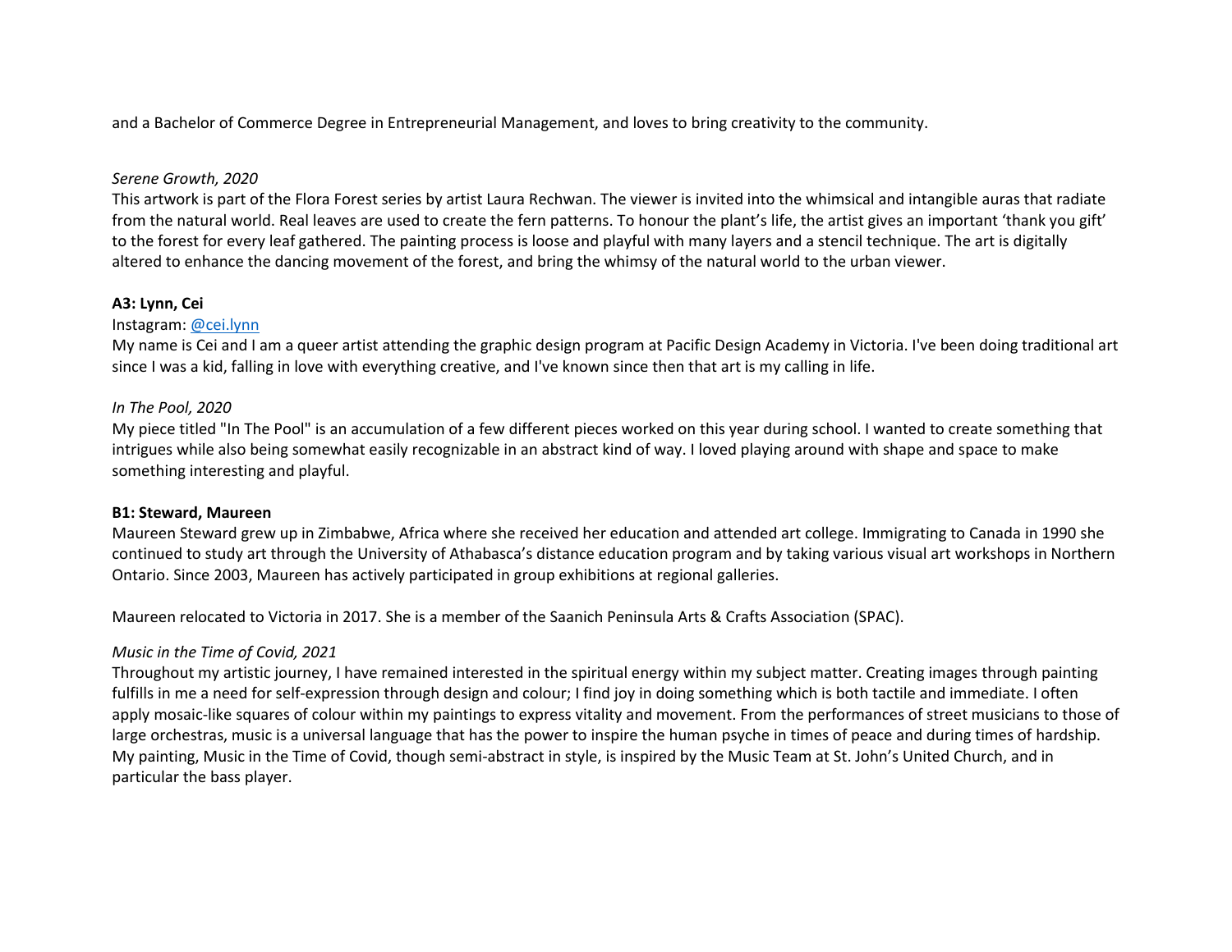and a Bachelor of Commerce Degree in Entrepreneurial Management, and loves to bring creativity to the community.

*Serene Growth, 2020*

This artwork is part of the Flora Forest series by artist Laura Rechwan. The viewer is invited into the whimsical and intangible auras that radiate from the natural world. Real leaves are used to create the fern patterns. To honour the plant's life, the artist gives an important 'thank you gift' to the forest for every leaf gathered. The painting process is loose and playful with many layers and a stencil technique. The art is digitally altered to enhance the dancing movement of the forest, and bring the whimsy of the natural world to the urban viewer.

**A3: Lynn, Cei**

Instagram: @cei.lynn

My name is Cei and I am a queer artist attending the graphic design program at Pacific Design Academy in Victoria. I've been doing traditional art since I was a kid, falling in love with everything creative, and I've known since then that art is my calling in life.

*In The Pool, 2020*

My piece titled "In The Pool" is an accumulation of a few different pieces worked on this year during school. I wanted to create something that intrigues while also being somewhat easily recognizable in an abstract kind of way. I loved playing around with shape and space to make something interesting and playful.

**B1: Steward, Maureen**

Maureen Steward grew up in Zimbabwe, Africa where she received her education and attended art college. Immigrating to Canada in 1990 she continued to study art through the University of Athabasca's distance education program and by taking various visual art workshops in Northern Ontario. Since 2003, Maureen has actively participated in group exhibitions at regional galleries.

Maureen relocated to Victoria in 2017. She is a member of the Saanich Peninsula Arts & Crafts Association (SPAC).

*Music in the Time of Covid, 2021*

Throughout my artistic journey, I have remained interested in the spiritual energy within my subject matter. Creating images through painting fulfills in me a need for self-expression through design and colour; I find joy in doing something which is both tactile and immediate. I often apply mosaic-like squares of colour within my paintings to express vitality and movement. From the performances of street musicians to those of large orchestras, music is a universal language that has the power to inspire the human psyche in times of peace and during times of hardship. My painting, Music in the Time of Covid, though semi-abstract in style, is inspired by the Music Team at St. John's United Church, and in particular the bass player.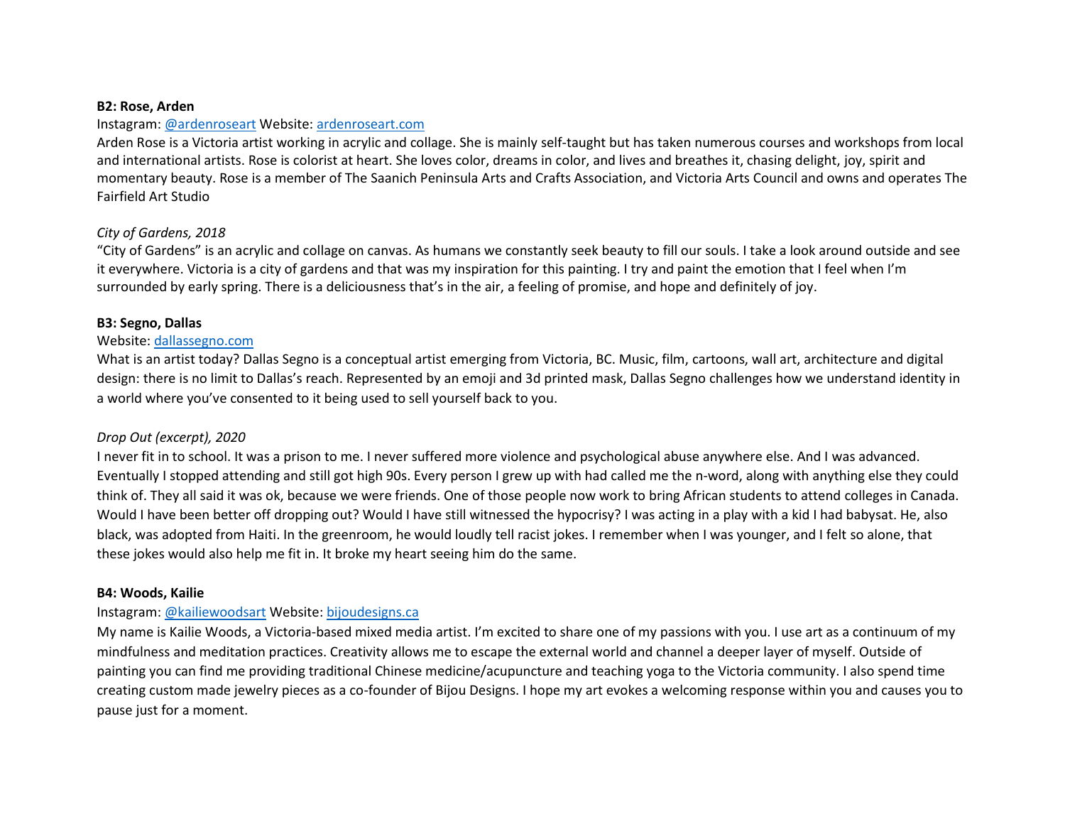**B2: Rose, Arden**

Instagram: [@ardenroseart](https://instagram.com/ardenroseart) Website: [ardenroseart.com](http://ardenroseart.com)

Arden Rose is a Victoria artist working in acrylic and collage. She is mainly self-taught but has taken numerous courses and workshops from local and international artists. Rose is colorist at heart. She loves color, dreams in color, and lives and breathes it, chasing delight, joy, spirit and momentary beauty. Rose is a member of The Saanich Peninsula Arts and Crafts Association, and Victoria Arts Council and owns and operates The Fairfield Art Studio

*City of Gardens, 2018*

"City of Gardens" is an acrylic and collage on canvas. As humans we constantly seek beauty to fill our souls. I take a look around outside and see it everywhere. Victoria is a city of gardens and that was my inspiration for this painting. I try and paint the emotion that I feel when I'm surrounded by early spring. There is a deliciousness that's in the air, a feeling of promise, and hope and definitely of joy.

**B3: Segno, Dallas**

Website: [dallassegno.com](http://dallassegno.com)

What is an artist today? Dallas Segno is a conceptual artist emerging from Victoria, BC. Music, film, cartoons, wall art, architecture and digital design: there is no limit to Dallas's reach. Represented by an emoji and 3d printed mask, Dallas Segno challenges how we understand identity in a world where you've consented to it being used to sell yourself back to you.

*Drop Out (excerpt), 2020*

I never fit in to school. It was a prison to me. I never suffered more violence and psychological abuse anywhere else. And I was advanced. Eventually I stopped attending and still got high 90s. Every person I grew up with had called me the n-word, along with anything else they could think of. They all said it was ok, because we were friends. One of those people now work to bring African students to attend colleges in Canada. Would I have been better off dropping out? Would I have still witnessed the hypocrisy? I was acting in a play with a kid I had babysat. He, also black, was adopted from Haiti. In the greenroom, he would loudly tell racist jokes. I remember when I was younger, and I felt so alone, that these jokes would also help me fit in. It broke my heart seeing him do the same.

**B4: Woods, Kailie**

Instagram: [@kailiewoodsart](https://instagram.com/kailiewoodsart) Website: [bijoudesigns.ca](http://bijoudesigns.ca)

My name is Kailie Woods, a Victoria-based mixed media artist. I'm excited to share one of my passions with you. I use art as a continuum of my mindfulness and meditation practices. Creativity allows me to escape the external world and channel a deeper layer of myself. Outside of painting you can find me providing traditional Chinese medicine/acupuncture and teaching yoga to the Victoria community. I also spend time creating custom made jewelry pieces as a co-founder of Bijou Designs. I hope my art evokes a welcoming response within you and causes you to pause just for a moment.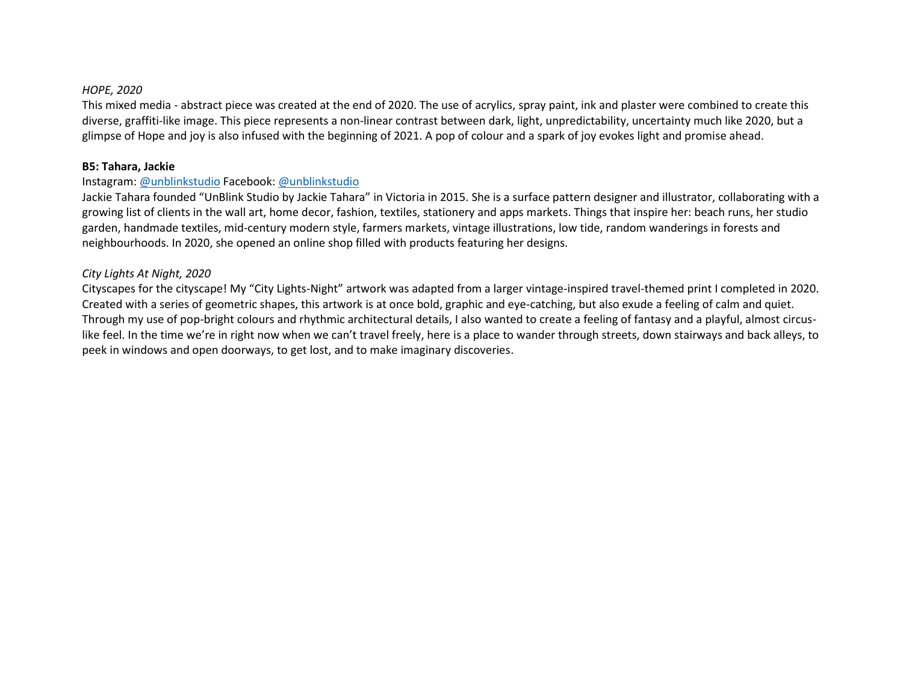*HOPE, 2020*

This mixed media - abstract piece was created at the end of 2020. The use of acrylics, spray paint, ink and plaster were combined to create this diverse, graffiti-like image. This piece represents a non-linear contrast between dark, light, unpredictability, uncertainty much like 2020, but a glimpse of Hope and joy is also infused with the beginning of 2021. A pop of colour and a spark of joy evokes light and promise ahead.

**B5: Tahara, Jackie**

Instagram: @unblinkstudio Facebook: @unblinkstudio

Jackie Tahara founded “UnBlink Studio by Jackie Tahara” in Victoria in 2015. She is a surface pattern designer and illustrator, collaborating with a growing list of clients in the wall art, home decor, fashion, textiles, stationery and apps markets. Things that inspire her: beach runs, her studio garden, handmade textiles, mid-century modern style, farmers markets, vintage illustrations, low tide, random wanderings in forests and neighbourhoods. In 2020, she opened an online shop filled with products featuring her designs.

*City Lights At Night, 2020*

Cityscapes for the cityscape! My “City Lights-Night” artwork was adapted from a larger vintage-inspired travel-themed print I completed in 2020. Created with a series of geometric shapes, this artwork is at once bold, graphic and eye-catching, but also exude a feeling of calm and quiet. Through my use of pop-bright colours and rhythmic architectural details, I also wanted to create a feeling of fantasy and a playful, almost circus-like feel. In the time we’re in right now when we can’t travel freely, here is a place to wander through streets, down stairways and back alleys, to peek in windows and open doorways, to get lost, and to make imaginary discoveries.